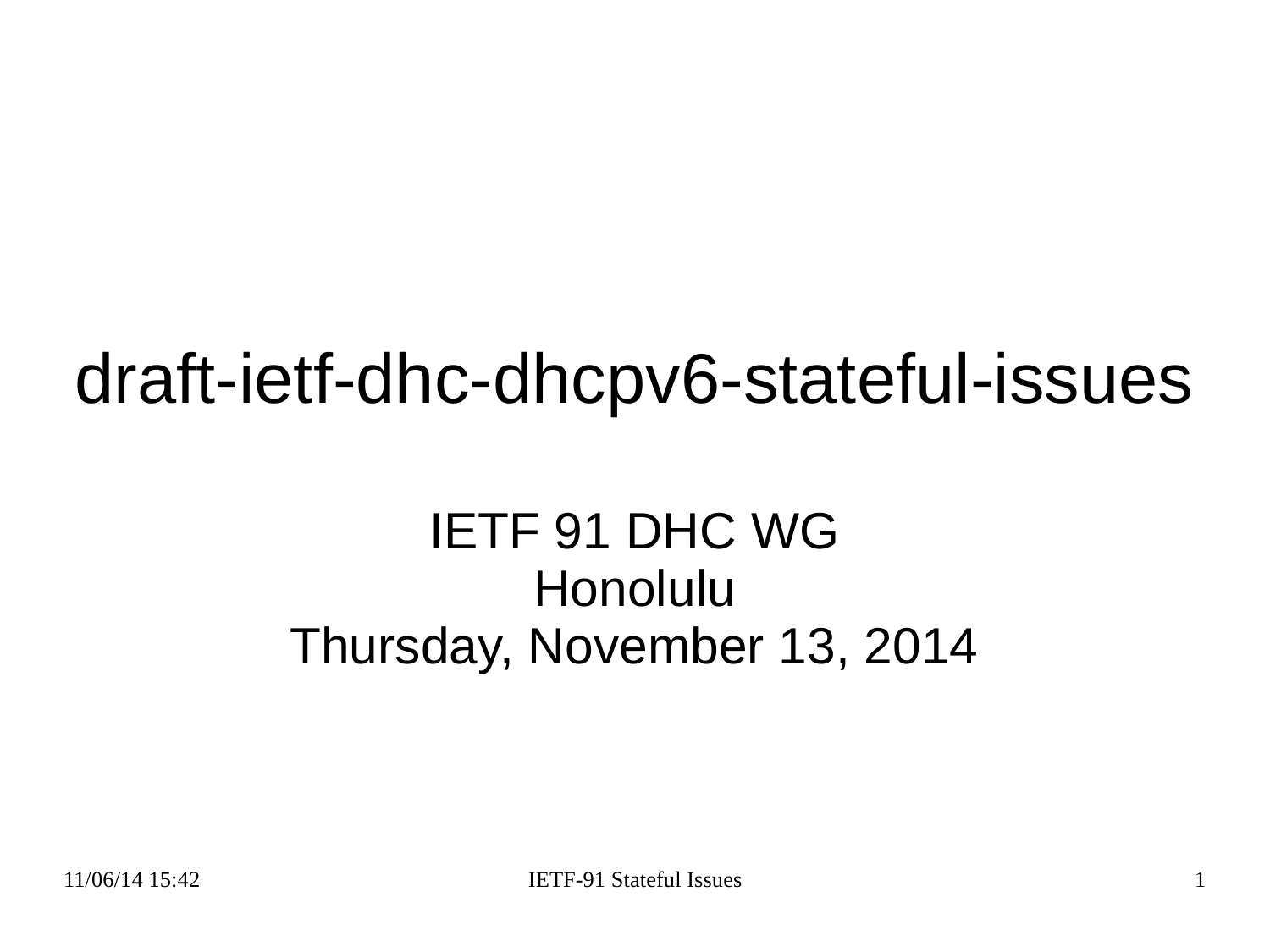# draft-ietf-dhc-dhcpv6-stateful-issues

IETF 91 DHC WG
Honolulu
Thursday, November 13, 2014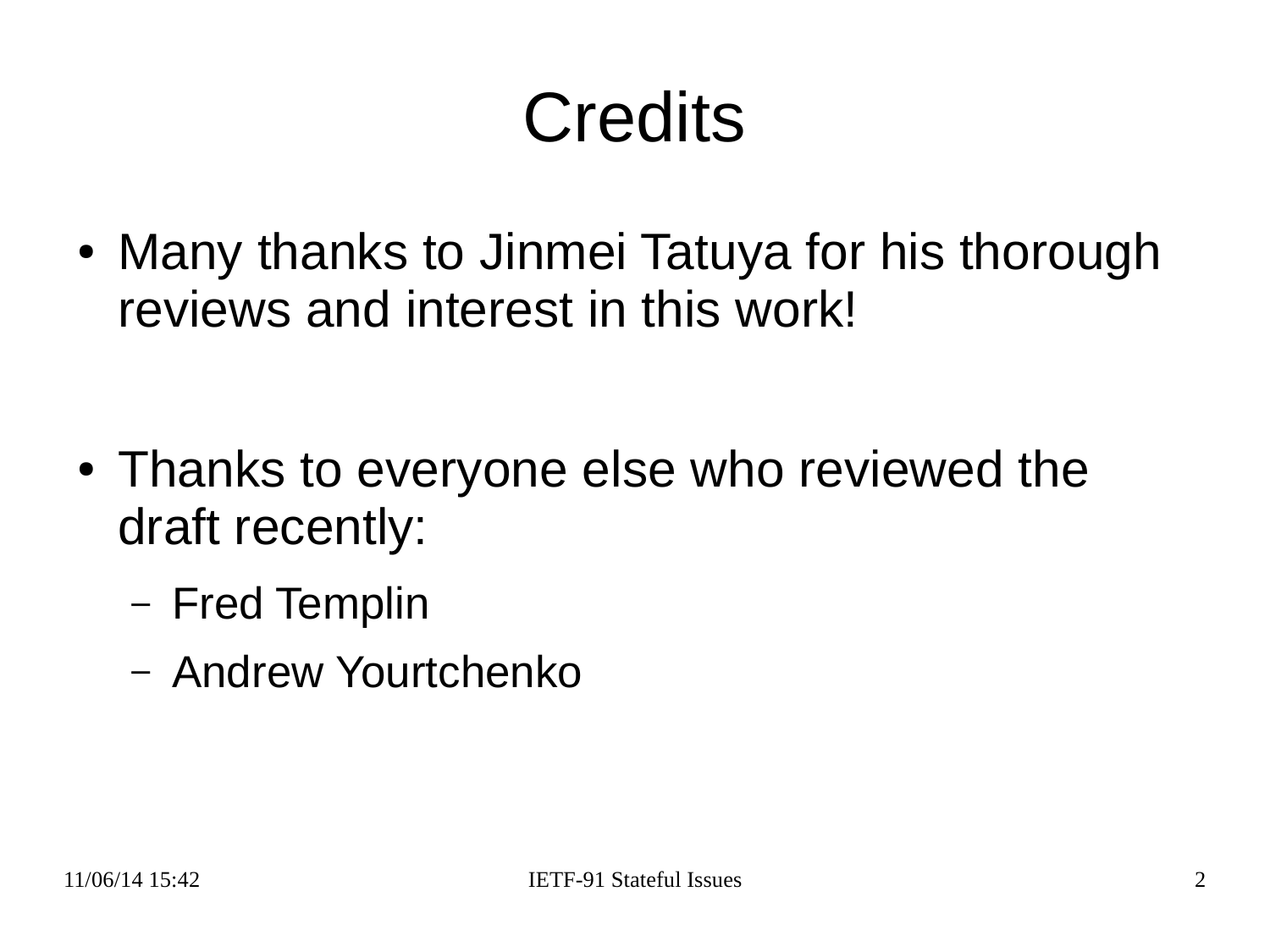# Credits

- Many thanks to Jinmei Tatuya for his thorough reviews and interest in this work!
- Thanks to everyone else who reviewed the draft recently:
  - Fred Templin
  - Andrew Yourtchenko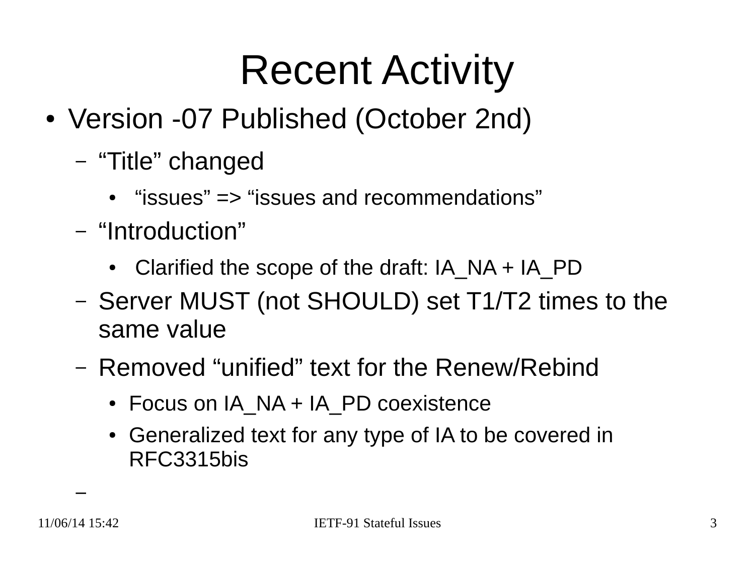# Recent Activity

- Version -07 Published (October 2nd)
  - “Title” changed
    - “issues” => “issues and recommendations”
  - “Introduction”
    - Clarified the scope of the draft: IA_NA + IA_PD
  - Server MUST (not SHOULD) set T1/T2 times to the same value
  - Removed “unified” text for the Renew/Rebind
    - Focus on IA_NA + IA_PD coexistence
    - Generalized text for any type of IA to be covered in RFC3315bis
  -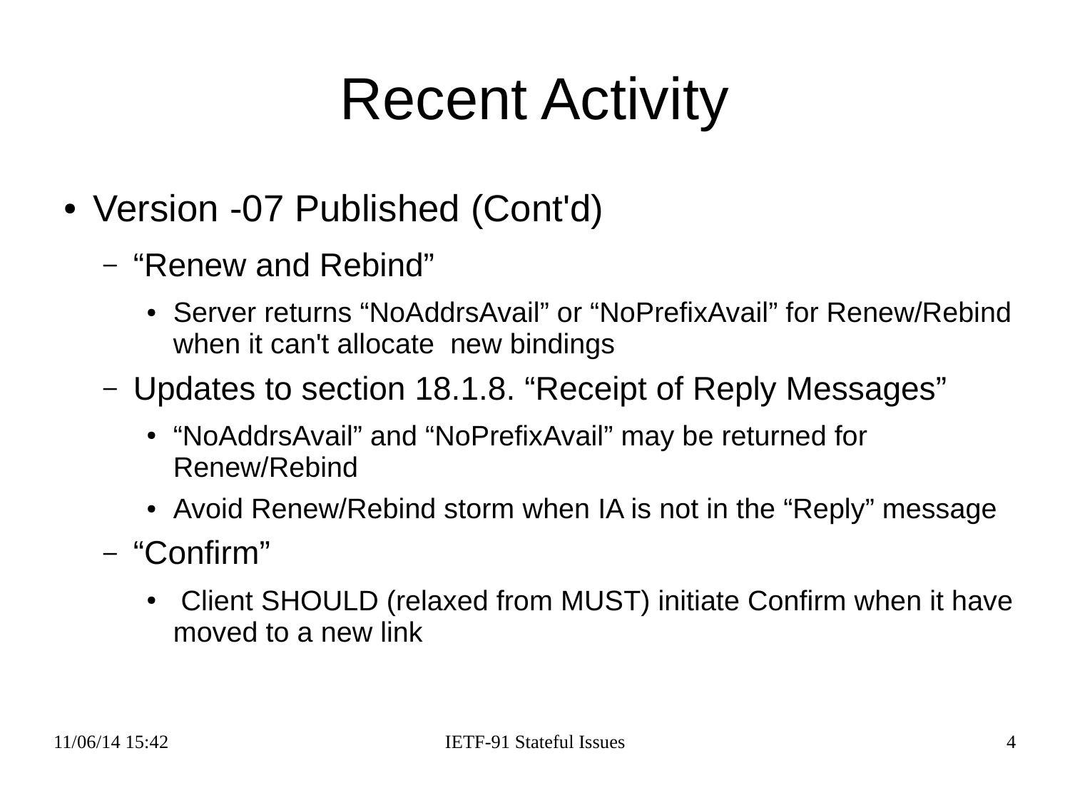# Recent Activity

- Version -07 Published (Cont'd)
  - “Renew and Rebind”
    - Server returns “NoAddrsAvail” or “NoPrefixAvail” for Renew/Rebind when it can't allocate new bindings
  - Updates to section 18.1.8. “Receipt of Reply Messages”
    - “NoAddrsAvail” and “NoPrefixAvail” may be returned for Renew/Rebind
    - Avoid Renew/Rebind storm when IA is not in the “Reply” message
  - “Confirm”
    - Client SHOULD (relaxed from MUST) initiate Confirm when it have moved to a new link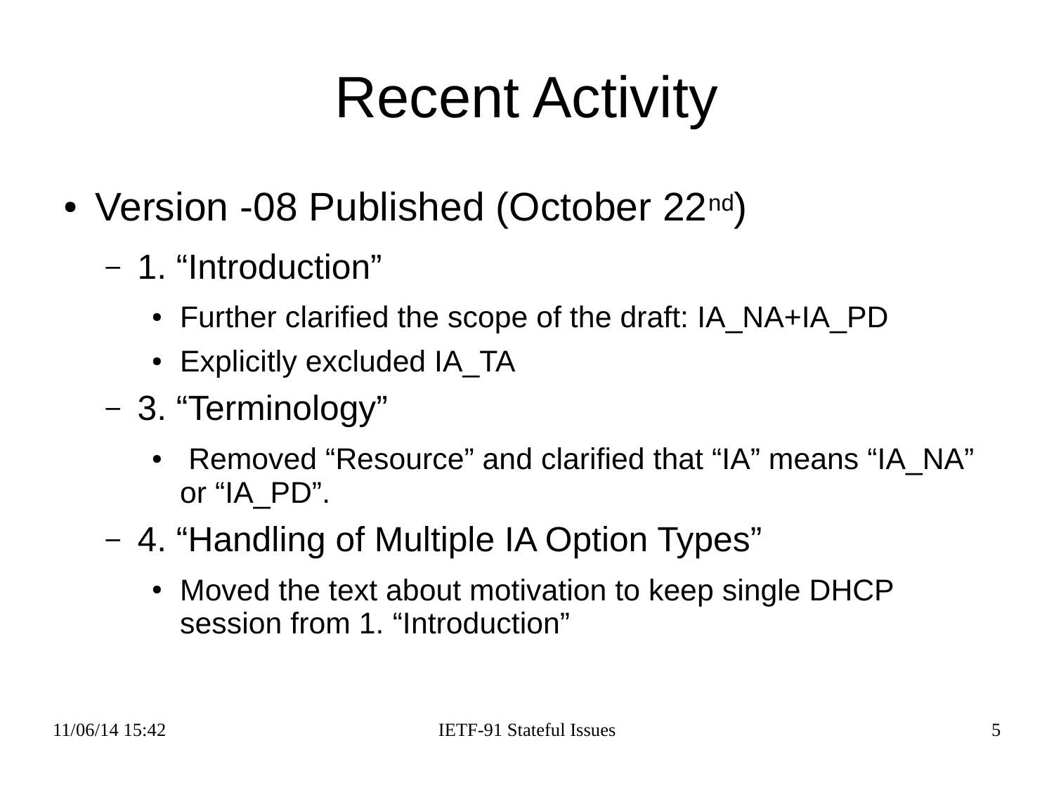# Recent Activity

- Version -08 Published (October 22nd)
  - 1. “Introduction”
    - Further clarified the scope of the draft: IA_NA+IA_PD
    - Explicitly excluded IA_TA
  - 3. “Terminology”
    - Removed “Resource” and clarified that “IA” means “IA_NA” or “IA_PD”.
  - 4. “Handling of Multiple IA Option Types”
    - Moved the text about motivation to keep single DHCP session from 1. “Introduction”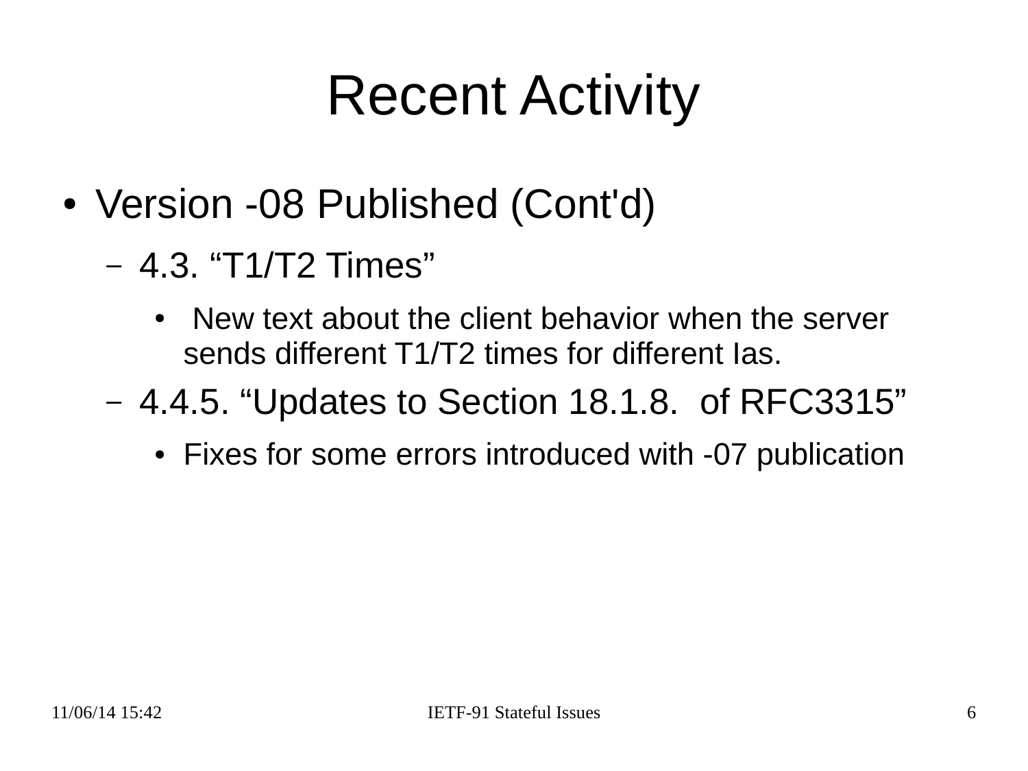# Recent Activity

- Version -08 Published (Cont'd)
  - 4.3. “T1/T2 Times”
    - New text about the client behavior when the server sends different T1/T2 times for different Ias.
  - 4.4.5. “Updates to Section 18.1.8. of RFC3315”
    - Fixes for some errors introduced with -07 publication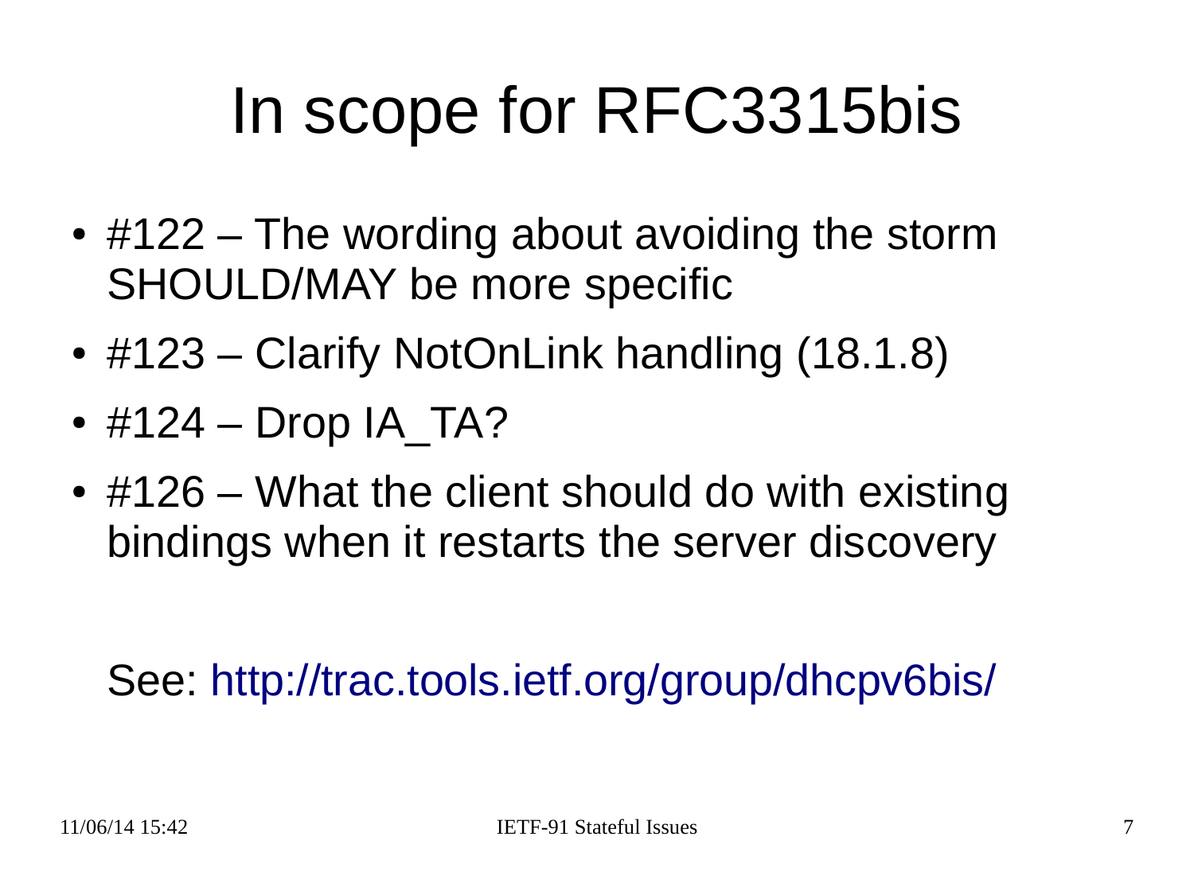# In scope for RFC3315bis

- #122 – The wording about avoiding the storm SHOULD/MAY be more specific
- #123 – Clarify NotOnLink handling (18.1.8)
- #124 – Drop IA_TA?
- #126 – What the client should do with existing bindings when it restarts the server discovery

See: http://trac.tools.ietf.org/group/dhcpv6bis/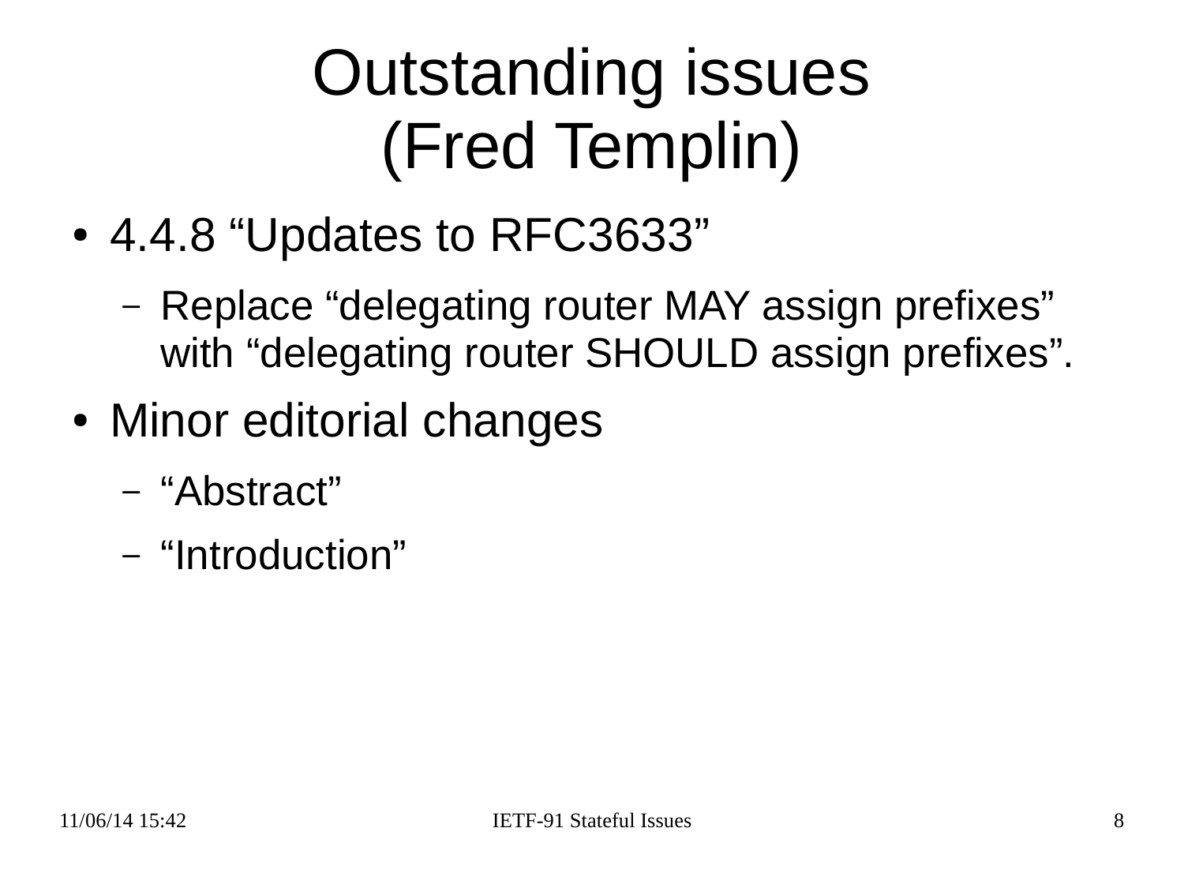# Outstanding issues (Fred Templin)

- 4.4.8 “Updates to RFC3633”
  - Replace “delegating router MAY assign prefixes” with “delegating router SHOULD assign prefixes”.
- Minor editorial changes
  - “Abstract”
  - “Introduction”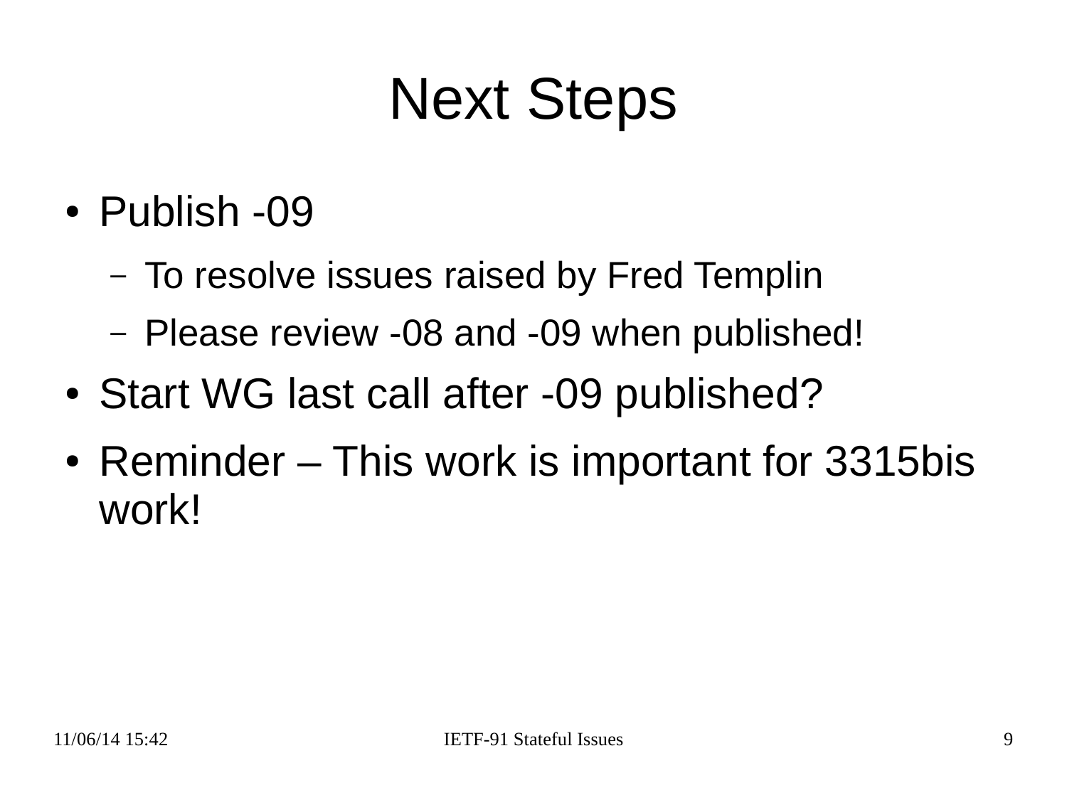# Next Steps

- Publish -09
  - To resolve issues raised by Fred Templin
  - Please review -08 and -09 when published!
- Start WG last call after -09 published?
- Reminder – This work is important for 3315bis work!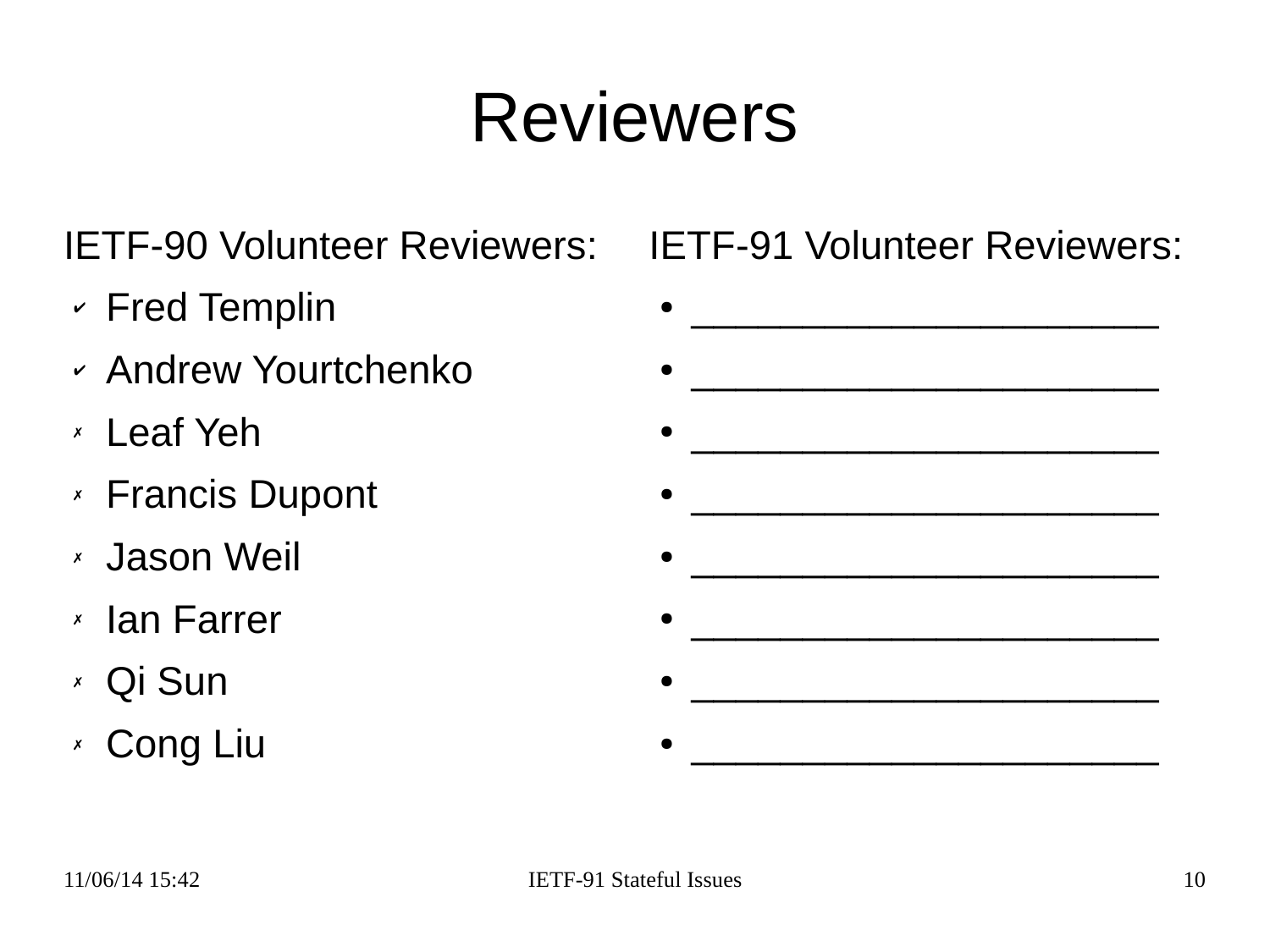# Reviewers

IETF-90 Volunteer Reviewers:

- ✔ Fred Templin
- ✔ Andrew Yourtchenko
- ✗ Leaf Yeh
- ✗ Francis Dupont
- ✗ Jason Weil
- ✗ Ian Farrer
- ✗ Qi Sun
- ✗ Cong Liu

IETF-91 Volunteer Reviewers:

- ______________________
- ______________________
- ______________________
- ______________________
- ______________________
- ______________________
- ______________________
- ______________________